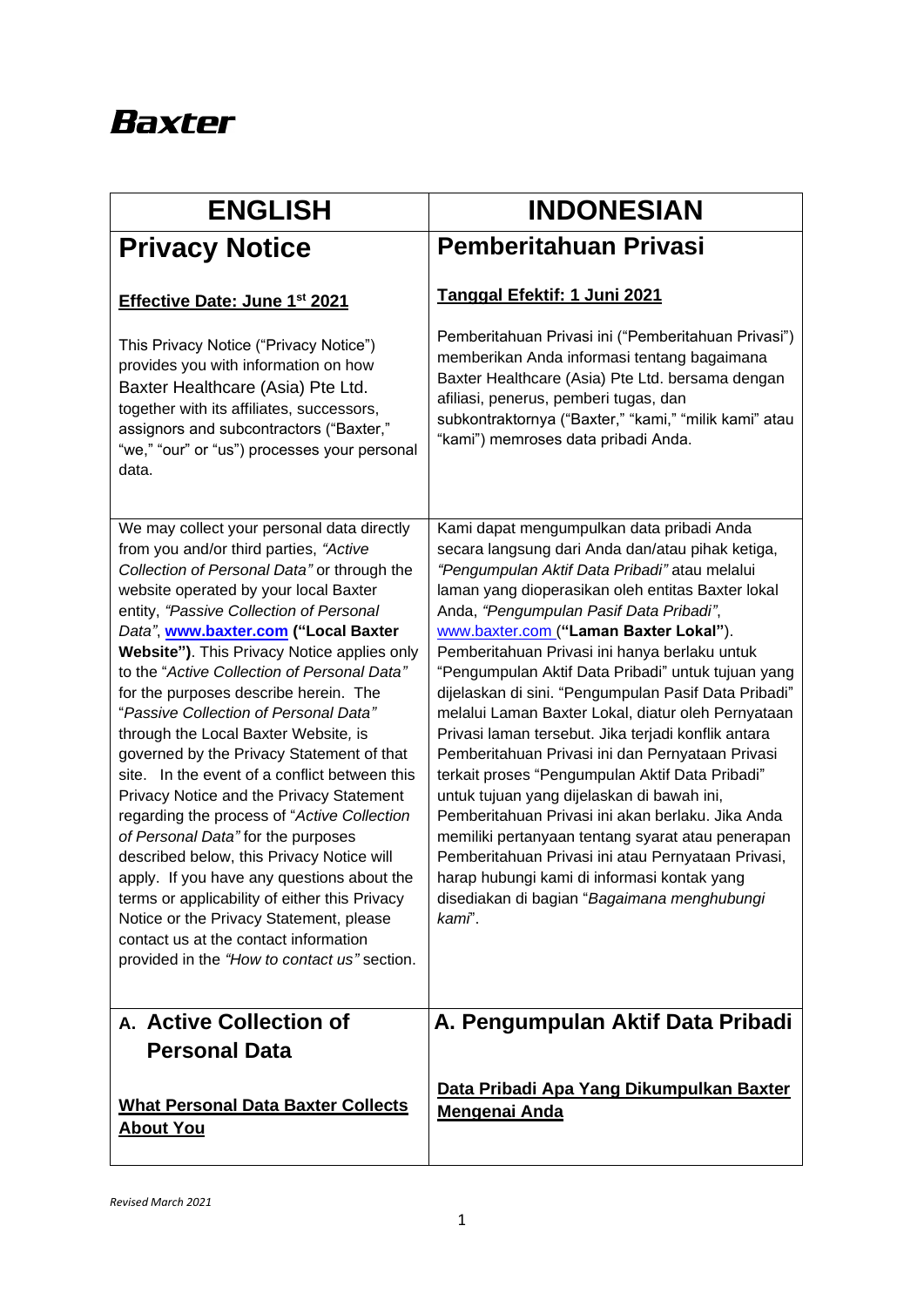Baxter

| ENGLISH | INDONESIAN |
| --- | --- |
| **Privacy Notice**<br><br>**Effective Date: June 1st 2021**<br><br>This Privacy Notice ("Privacy Notice") provides you with information on how Baxter Healthcare (Asia) Pte Ltd. together with its affiliates, successors, assignors and subcontractors ("Baxter," "we," "our" or "us") processes your personal data. | **Pemberitahuan Privasi**<br><br>**Tanggal Efektif: 1 Juni 2021**<br><br>Pemberitahuan Privasi ini ("Pemberitahuan Privasi") memberikan Anda informasi tentang bagaimana Baxter Healthcare (Asia) Pte Ltd. bersama dengan afiliasi, penerus, pemberi tugas, dan subkontraktornya ("Baxter," "kami," "milik kami" atau "kami") memroses data pribadi Anda. |
| We may collect your personal data directly from you and/or third parties, *"Active Collection of Personal Data"* or through the website operated by your local Baxter entity, *"Passive Collection of Personal Data"*, **www.baxter.com ("Local Baxter Website")**. This Privacy Notice applies only to the "*Active Collection of Personal Data"* for the purposes describe herein. The "*Passive Collection of Personal Data"* through the Local Baxter Website, is governed by the Privacy Statement of that site. In the event of a conflict between this Privacy Notice and the Privacy Statement regarding the process of "*Active Collection of Personal Data"* for the purposes described below, this Privacy Notice will apply. If you have any questions about the terms or applicability of either this Privacy Notice or the Privacy Statement, please contact us at the contact information provided in the *"How to contact us"* section. | Kami dapat mengumpulkan data pribadi Anda secara langsung dari Anda dan/atau pihak ketiga, *"Pengumpulan Aktif Data Pribadi"* atau melalui laman yang dioperasikan oleh entitas Baxter lokal Anda, *"Pengumpulan Pasif Data Pribadi"*, www.baxter.com (**"Laman Baxter Lokal"**). Pemberitahuan Privasi ini hanya berlaku untuk "Pengumpulan Aktif Data Pribadi" untuk tujuan yang dijelaskan di sini. "Pengumpulan Pasif Data Pribadi" melalui Laman Baxter Lokal, diatur oleh Pernyataan Privasi laman tersebut. Jika terjadi konflik antara Pemberitahuan Privasi ini dan Pernyataan Privasi terkait proses "Pengumpulan Aktif Data Pribadi" untuk tujuan yang dijelaskan di bawah ini, Pemberitahuan Privasi ini akan berlaku. Jika Anda memiliki pertanyaan tentang syarat atau penerapan Pemberitahuan Privasi ini atau Pernyataan Privasi, harap hubungi kami di informasi kontak yang disediakan di bagian "*Bagaimana menghubungi kami*". |
| **A. Active Collection of Personal Data**<br><br>**What Personal Data Baxter Collects About You** | **A. Pengumpulan Aktif Data Pribadi**<br><br>**Data Pribadi Apa Yang Dikumpulkan Baxter Mengenai Anda** |

*Revised March 2021*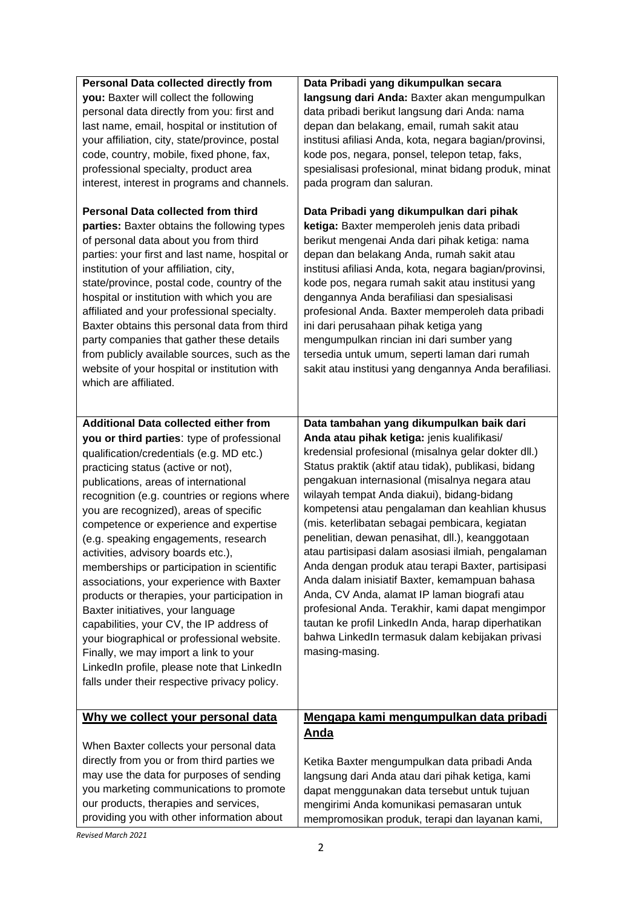| | |
|---|---|
| **Personal Data collected directly from you:** Baxter will collect the following personal data directly from you: first and last name, email, hospital or institution of your affiliation, city, state/province, postal code, country, mobile, fixed phone, fax, professional specialty, product area interest, interest in programs and channels.<br><br>**Personal Data collected from third parties:** Baxter obtains the following types of personal data about you from third parties: your first and last name, hospital or institution of your affiliation, city, state/province, postal code, country of the hospital or institution with which you are affiliated and your professional specialty. Baxter obtains this personal data from third party companies that gather these details from publicly available sources, such as the website of your hospital or institution with which are affiliated. | **Data Pribadi yang dikumpulkan secara langsung dari Anda:** Baxter akan mengumpulkan data pribadi berikut langsung dari Anda: nama depan dan belakang, email, rumah sakit atau institusi afiliasi Anda, kota, negara bagian/provinsi, kode pos, negara, ponsel, telepon tetap, faks, spesialisasi profesional, minat bidang produk, minat pada program dan saluran.<br><br>**Data Pribadi yang dikumpulkan dari pihak ketiga:** Baxter memperoleh jenis data pribadi berikut mengenai Anda dari pihak ketiga: nama depan dan belakang Anda, rumah sakit atau institusi afiliasi Anda, kota, negara bagian/provinsi, kode pos, negara rumah sakit atau institusi yang dengannya Anda berafiliasi dan spesialisasi profesional Anda. Baxter memperoleh data pribadi ini dari perusahaan pihak ketiga yang mengumpulkan rincian ini dari sumber yang tersedia untuk umum, seperti laman dari rumah sakit atau institusi yang dengannya Anda berafiliasi. |
| **Additional Data collected either from you or third parties**: type of professional qualification/credentials (e.g. MD etc.) practicing status (active or not), publications, areas of international recognition (e.g. countries or regions where you are recognized), areas of specific competence or experience and expertise (e.g. speaking engagements, research activities, advisory boards etc.), memberships or participation in scientific associations, your experience with Baxter products or therapies, your participation in Baxter initiatives, your language capabilities, your CV, the IP address of your biographical or professional website. Finally, we may import a link to your LinkedIn profile, please note that LinkedIn falls under their respective privacy policy. | **Data tambahan yang dikumpulkan baik dari Anda atau pihak ketiga:** jenis kualifikasi/ kredensial profesional (misalnya gelar dokter dll.) Status praktik (aktif atau tidak), publikasi, bidang pengakuan internasional (misalnya negara atau wilayah tempat Anda diakui), bidang-bidang kompetensi atau pengalaman dan keahlian khusus (mis. keterlibatan sebagai pembicara, kegiatan penelitian, dewan penasihat, dll.), keanggotaan atau partisipasi dalam asosiasi ilmiah, pengalaman Anda dengan produk atau terapi Baxter, partisipasi Anda dalam inisiatif Baxter, kemampuan bahasa Anda, CV Anda, alamat IP laman biografi atau profesional Anda. Terakhir, kami dapat mengimpor tautan ke profil LinkedIn Anda, harap diperhatikan bahwa LinkedIn termasuk dalam kebijakan privasi masing-masing. |
| <u>**Why we collect your personal data**</u><br><br>When Baxter collects your personal data directly from you or from third parties we may use the data for purposes of sending you marketing communications to promote our products, therapies and services, providing you with other information about | <u>**Mengapa kami mengumpulkan data pribadi Anda**</u><br><br>Ketika Baxter mengumpulkan data pribadi Anda langsung dari Anda atau dari pihak ketiga, kami dapat menggunakan data tersebut untuk tujuan mengirimi Anda komunikasi pemasaran untuk mempromosikan produk, terapi dan layanan kami, |

*Revised March 2021*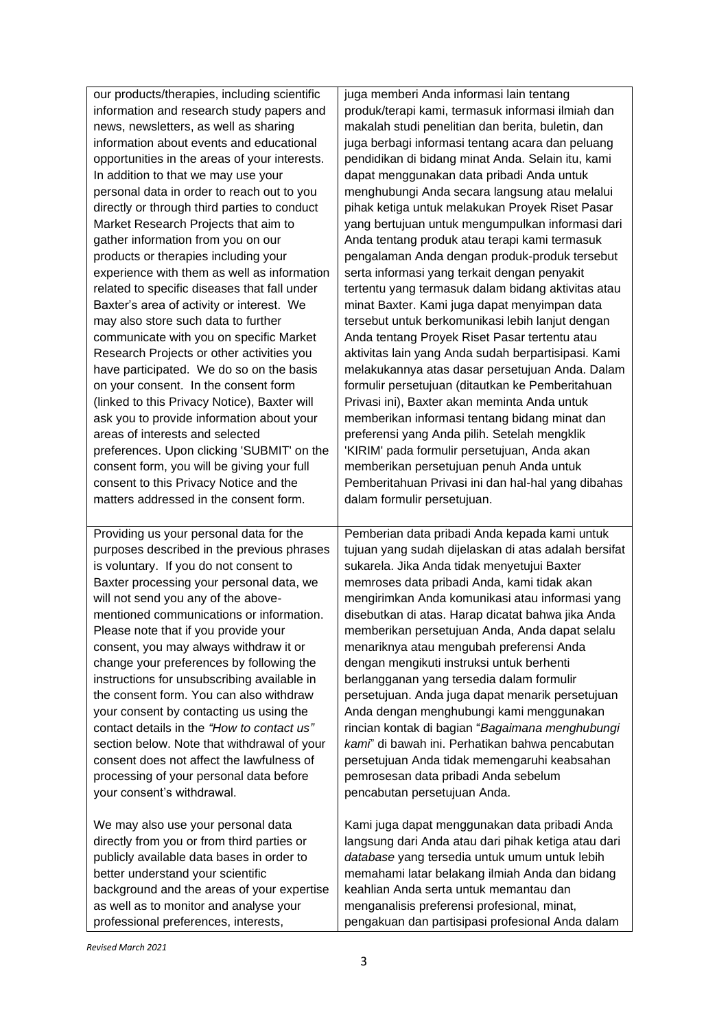| | |
|---|---|
| our products/therapies, including scientific information and research study papers and news, newsletters, as well as sharing information about events and educational opportunities in the areas of your interests. In addition to that we may use your personal data in order to reach out to you directly or through third parties to conduct Market Research Projects that aim to gather information from you on our products or therapies including your experience with them as well as information related to specific diseases that fall under Baxter's area of activity or interest. We may also store such data to further communicate with you on specific Market Research Projects or other activities you have participated. We do so on the basis on your consent. In the consent form (linked to this Privacy Notice), Baxter will ask you to provide information about your areas of interests and selected preferences. Upon clicking 'SUBMIT' on the consent form, you will be giving your full consent to this Privacy Notice and the matters addressed in the consent form. | juga memberi Anda informasi lain tentang produk/terapi kami, termasuk informasi ilmiah dan makalah studi penelitian dan berita, buletin, dan juga berbagi informasi tentang acara dan peluang pendidikan di bidang minat Anda. Selain itu, kami dapat menggunakan data pribadi Anda untuk menghubungi Anda secara langsung atau melalui pihak ketiga untuk melakukan Proyek Riset Pasar yang bertujuan untuk mengumpulkan informasi dari Anda tentang produk atau terapi kami termasuk pengalaman Anda dengan produk-produk tersebut serta informasi yang terkait dengan penyakit tertentu yang termasuk dalam bidang aktivitas atau minat Baxter. Kami juga dapat menyimpan data tersebut untuk berkomunikasi lebih lanjut dengan Anda tentang Proyek Riset Pasar tertentu atau aktivitas lain yang Anda sudah berpartisipasi. Kami melakukannya atas dasar persetujuan Anda. Dalam formulir persetujuan (ditautkan ke Pemberitahuan Privasi ini), Baxter akan meminta Anda untuk memberikan informasi tentang bidang minat dan preferensi yang Anda pilih. Setelah mengklik 'KIRIM' pada formulir persetujuan, Anda akan memberikan persetujuan penuh Anda untuk Pemberitahuan Privasi ini dan hal-hal yang dibahas dalam formulir persetujuan. |
| Providing us your personal data for the purposes described in the previous phrases is voluntary. If you do not consent to Baxter processing your personal data, we will not send you any of the above-mentioned communications or information. Please note that if you provide your consent, you may always withdraw it or change your preferences by following the instructions for unsubscribing available in the consent form. You can also withdraw your consent by contacting us using the contact details in the *"How to contact us"* section below. Note that withdrawal of your consent does not affect the lawfulness of processing of your personal data before your consent's withdrawal.<br><br>We may also use your personal data directly from you or from third parties or publicly available data bases in order to better understand your scientific background and the areas of your expertise as well as to monitor and analyse your professional preferences, interests, | Pemberian data pribadi Anda kepada kami untuk tujuan yang sudah dijelaskan di atas adalah bersifat sukarela. Jika Anda tidak menyetujui Baxter memroses data pribadi Anda, kami tidak akan mengirimkan Anda komunikasi atau informasi yang disebutkan di atas. Harap dicatat bahwa jika Anda memberikan persetujuan Anda, Anda dapat selalu menariknya atau mengubah preferensi Anda dengan mengikuti instruksi untuk berhenti berlangganan yang tersedia dalam formulir persetujuan. Anda juga dapat menarik persetujuan Anda dengan menghubungi kami menggunakan rincian kontak di bagian "*Bagaimana menghubungi kami*" di bawah ini. Perhatikan bahwa pencabutan persetujuan Anda tidak memengaruhi keabsahan pemrosesan data pribadi Anda sebelum pencabutan persetujuan Anda.<br><br>Kami juga dapat menggunakan data pribadi Anda langsung dari Anda atau dari pihak ketiga atau dari *database* yang tersedia untuk umum untuk lebih memahami latar belakang ilmiah Anda dan bidang keahlian Anda serta untuk memantau dan menganalisis preferensi profesional, minat, pengakuan dan partisipasi profesional Anda dalam |

*Revised March 2021*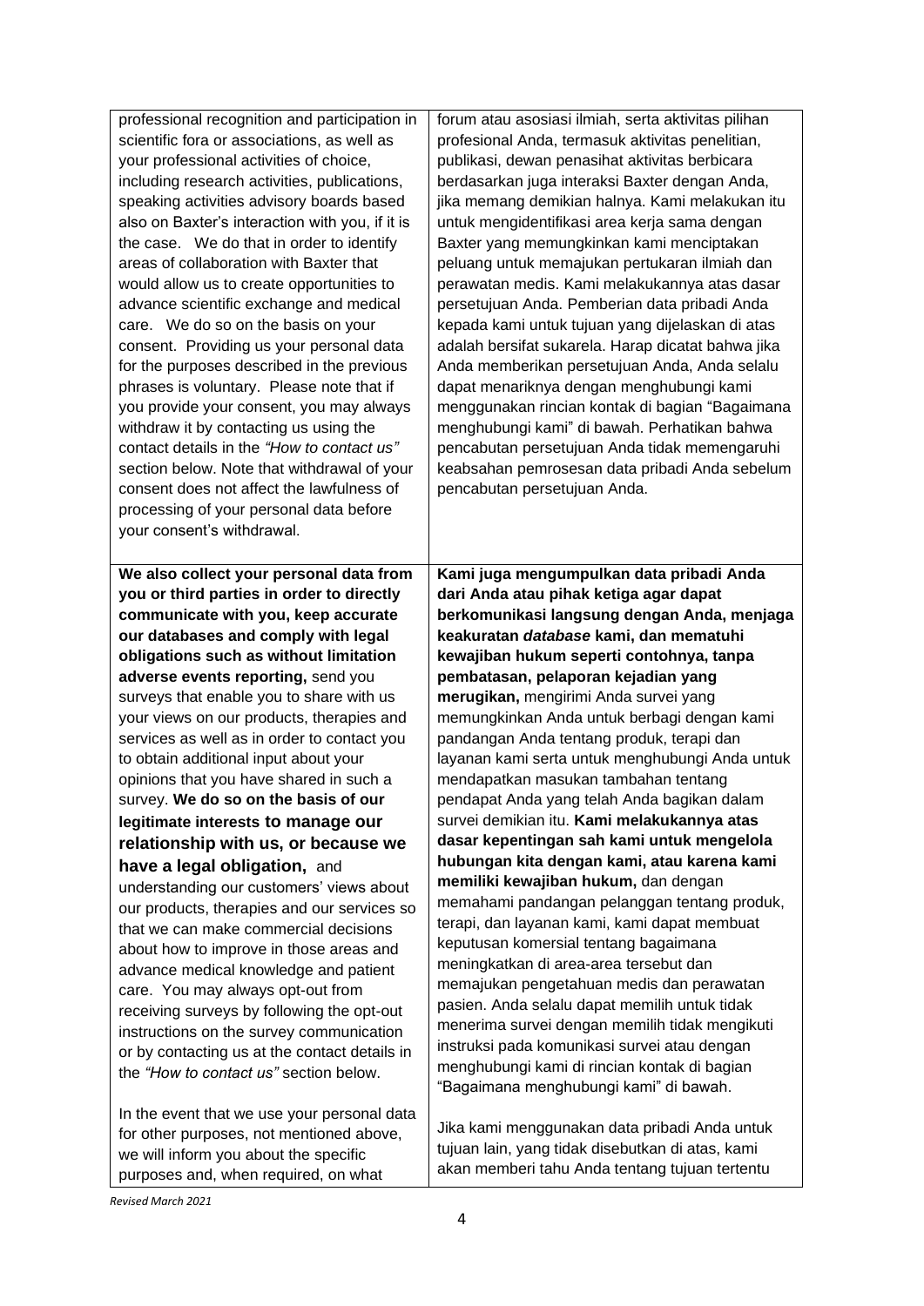| | |
|---|---|
| professional recognition and participation in scientific fora or associations, as well as your professional activities of choice, including research activities, publications, speaking activities advisory boards based also on Baxter's interaction with you, if it is the case. We do that in order to identify areas of collaboration with Baxter that would allow us to create opportunities to advance scientific exchange and medical care. We do so on the basis on your consent. Providing us your personal data for the purposes described in the previous phrases is voluntary. Please note that if you provide your consent, you may always withdraw it by contacting us using the contact details in the *"How to contact us"* section below. Note that withdrawal of your consent does not affect the lawfulness of processing of your personal data before your consent's withdrawal. | forum atau asosiasi ilmiah, serta aktivitas pilihan profesional Anda, termasuk aktivitas penelitian, publikasi, dewan penasihat aktivitas berbicara berdasarkan juga interaksi Baxter dengan Anda, jika memang demikian halnya. Kami melakukan itu untuk mengidentifikasi area kerja sama dengan Baxter yang memungkinkan kami menciptakan peluang untuk memajukan pertukaran ilmiah dan perawatan medis. Kami melakukannya atas dasar persetujuan Anda. Pemberian data pribadi Anda kepada kami untuk tujuan yang dijelaskan di atas adalah bersifat sukarela. Harap dicatat bahwa jika Anda memberikan persetujuan Anda, Anda selalu dapat menariknya dengan menghubungi kami menggunakan rincian kontak di bagian "Bagaimana menghubungi kami" di bawah. Perhatikan bahwa pencabutan persetujuan Anda tidak memengaruhi keabsahan pemrosesan data pribadi Anda sebelum pencabutan persetujuan Anda. |
| **We also collect your personal data from you or third parties in order to directly communicate with you, keep accurate our databases and comply with legal obligations such as without limitation adverse events reporting,** send you surveys that enable you to share with us your views on our products, therapies and services as well as in order to contact you to obtain additional input about your opinions that you have shared in such a survey. **We do so on the basis of our legitimate interests to manage our relationship with us, or because we have a legal obligation,** and understanding our customers' views about our products, therapies and our services so that we can make commercial decisions about how to improve in those areas and advance medical knowledge and patient care. You may always opt-out from receiving surveys by following the opt-out instructions on the survey communication or by contacting us at the contact details in the *"How to contact us"* section below.<br><br>In the event that we use your personal data for other purposes, not mentioned above, we will inform you about the specific purposes and, when required, on what | **Kami juga mengumpulkan data pribadi Anda dari Anda atau pihak ketiga agar dapat berkomunikasi langsung dengan Anda, menjaga keakuratan *database* kami, dan mematuhi kewajiban hukum seperti contohnya, tanpa pembatasan, pelaporan kejadian yang merugikan,** mengirimi Anda survei yang memungkinkan Anda untuk berbagi dengan kami pandangan Anda tentang produk, terapi dan layanan kami serta untuk menghubungi Anda untuk mendapatkan masukan tambahan tentang pendapat Anda yang telah Anda bagikan dalam survei demikian itu. **Kami melakukannya atas dasar kepentingan sah kami untuk mengelola hubungan kita dengan kami, atau karena kami memiliki kewajiban hukum,** dan dengan memahami pandangan pelanggan tentang produk, terapi, dan layanan kami, kami dapat membuat keputusan komersial tentang bagaimana meningkatkan di area-area tersebut dan memajukan pengetahuan medis dan perawatan pasien. Anda selalu dapat memilih untuk tidak menerima survei dengan memilih tidak mengikuti instruksi pada komunikasi survei atau dengan menghubungi kami di rincian kontak di bagian "Bagaimana menghubungi kami" di bawah.<br><br>Jika kami menggunakan data pribadi Anda untuk tujuan lain, yang tidak disebutkan di atas, kami akan memberi tahu Anda tentang tujuan tertentu |

*Revised March 2021*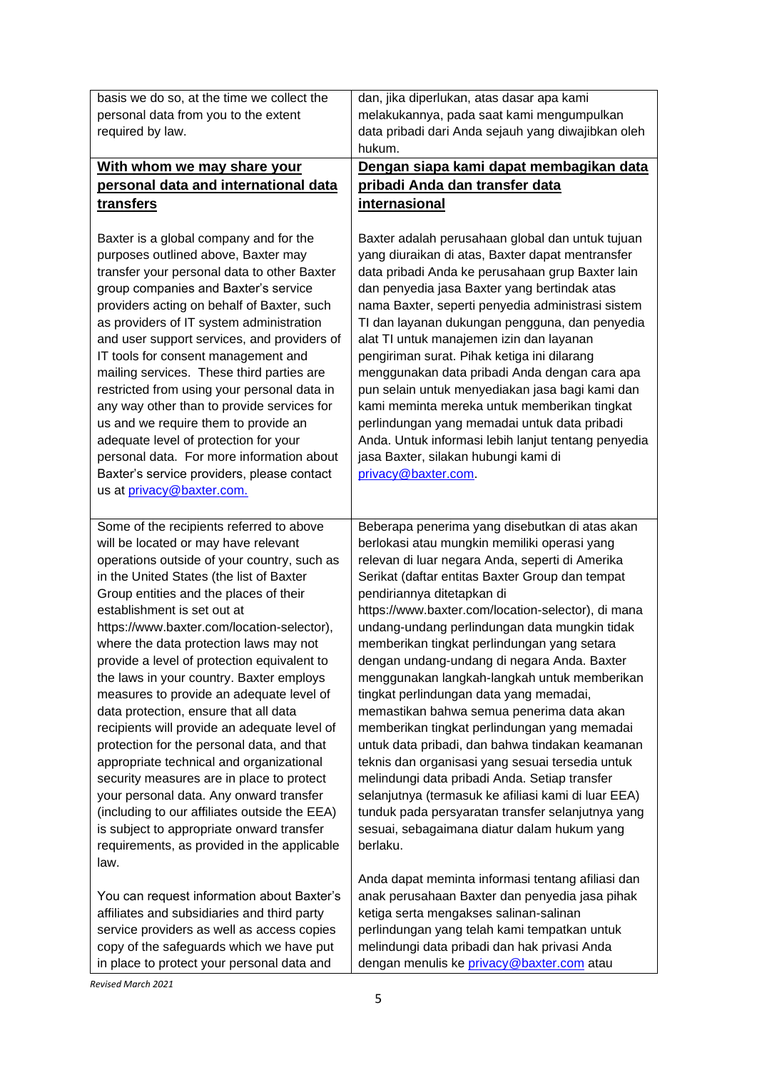| | |
|---|---|
| basis we do so, at the time we collect the personal data from you to the extent required by law. | dan, jika diperlukan, atas dasar apa kami melakukannya, pada saat kami mengumpulkan data pribadi dari Anda sejauh yang diwajibkan oleh hukum. |
| **With whom we may share your personal data and international data transfers**<br><br>Baxter is a global company and for the purposes outlined above, Baxter may transfer your personal data to other Baxter group companies and Baxter's service providers acting on behalf of Baxter, such as providers of IT system administration and user support services, and providers of IT tools for consent management and mailing services. These third parties are restricted from using your personal data in any way other than to provide services for us and we require them to provide an adequate level of protection for your personal data. For more information about Baxter's service providers, please contact us at privacy@baxter.com. | **Dengan siapa kami dapat membagikan data pribadi Anda dan transfer data internasional**<br><br>Baxter adalah perusahaan global dan untuk tujuan yang diuraikan di atas, Baxter dapat mentransfer data pribadi Anda ke perusahaan grup Baxter lain dan penyedia jasa Baxter yang bertindak atas nama Baxter, seperti penyedia administrasi sistem TI dan layanan dukungan pengguna, dan penyedia alat TI untuk manajemen izin dan layanan pengiriman surat. Pihak ketiga ini dilarang menggunakan data pribadi Anda dengan cara apa pun selain untuk menyediakan jasa bagi kami dan kami meminta mereka untuk memberikan tingkat perlindungan yang memadai untuk data pribadi Anda. Untuk informasi lebih lanjut tentang penyedia jasa Baxter, silakan hubungi kami di privacy@baxter.com. |
| Some of the recipients referred to above will be located or may have relevant operations outside of your country, such as in the United States (the list of Baxter Group entities and the places of their establishment is set out at https://www.baxter.com/location-selector), where the data protection laws may not provide a level of protection equivalent to the laws in your country. Baxter employs measures to provide an adequate level of data protection, ensure that all data recipients will provide an adequate level of protection for the personal data, and that appropriate technical and organizational security measures are in place to protect your personal data. Any onward transfer (including to our affiliates outside the EEA) is subject to appropriate onward transfer requirements, as provided in the applicable law.<br><br>You can request information about Baxter's affiliates and subsidiaries and third party service providers as well as access copies copy of the safeguards which we have put in place to protect your personal data and | Beberapa penerima yang disebutkan di atas akan berlokasi atau mungkin memiliki operasi yang relevan di luar negara Anda, seperti di Amerika Serikat (daftar entitas Baxter Group dan tempat pendiriannya ditetapkan di https://www.baxter.com/location-selector), di mana undang-undang perlindungan data mungkin tidak memberikan tingkat perlindungan yang setara dengan undang-undang di negara Anda. Baxter menggunakan langkah-langkah untuk memberikan tingkat perlindungan data yang memadai, memastikan bahwa semua penerima data akan memberikan tingkat perlindungan yang memadai untuk data pribadi, dan bahwa tindakan keamanan teknis dan organisasi yang sesuai tersedia untuk melindungi data pribadi Anda. Setiap transfer selanjutnya (termasuk ke afiliasi kami di luar EEA) tunduk pada persyaratan transfer selanjutnya yang sesuai, sebagaimana diatur dalam hukum yang berlaku.<br><br>Anda dapat meminta informasi tentang afiliasi dan anak perusahaan Baxter dan penyedia jasa pihak ketiga serta mengakses salinan-salinan perlindungan yang telah kami tempatkan untuk melindungi data pribadi dan hak privasi Anda dengan menulis ke privacy@baxter.com atau |

*Revised March 2021*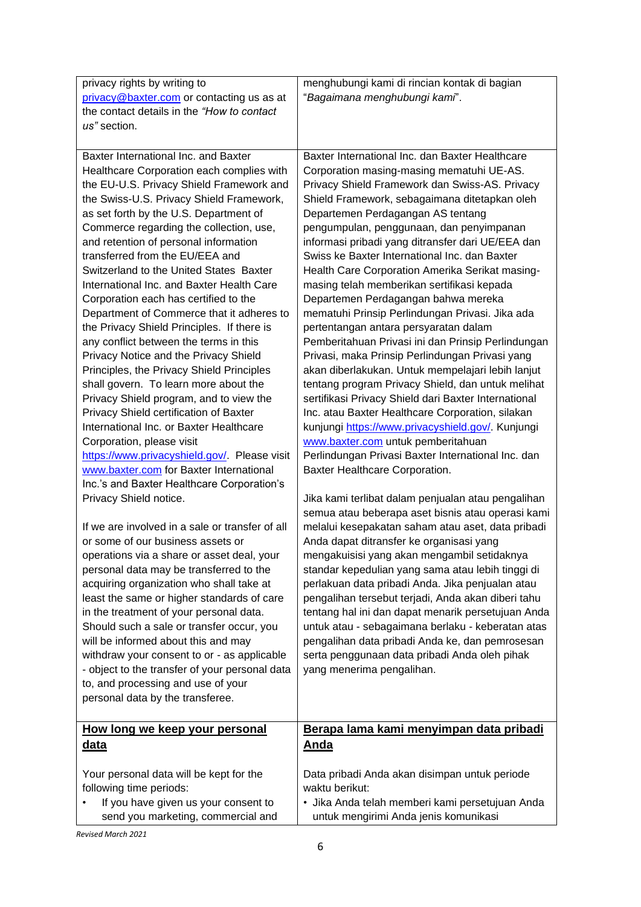| | |
|---|---|
| privacy rights by writing to privacy@baxter.com or contacting us as at the contact details in the *"How to contact us"* section. | menghubungi kami di rincian kontak di bagian "*Bagaimana menghubungi kami*". |
| Baxter International Inc. and Baxter Healthcare Corporation each complies with the EU-U.S. Privacy Shield Framework and the Swiss-U.S. Privacy Shield Framework, as set forth by the U.S. Department of Commerce regarding the collection, use, and retention of personal information transferred from the EU/EEA and Switzerland to the United States  Baxter International Inc. and Baxter Health Care Corporation each has certified to the Department of Commerce that it adheres to the Privacy Shield Principles.  If there is any conflict between the terms in this Privacy Notice and the Privacy Shield Principles, the Privacy Shield Principles shall govern.  To learn more about the Privacy Shield program, and to view the Privacy Shield certification of Baxter International Inc. or Baxter Healthcare Corporation, please visit https://www.privacyshield.gov/.  Please visit www.baxter.com for Baxter International Inc.'s and Baxter Healthcare Corporation's Privacy Shield notice.<br><br>If we are involved in a sale or transfer of all or some of our business assets or operations via a share or asset deal, your personal data may be transferred to the acquiring organization who shall take at least the same or higher standards of care in the treatment of your personal data. Should such a sale or transfer occur, you will be informed about this and may withdraw your consent to or - as applicable - object to the transfer of your personal data to, and processing and use of your personal data by the transferee. | Baxter International Inc. dan Baxter Healthcare Corporation masing-masing mematuhi UE-AS. Privacy Shield Framework dan Swiss-AS. Privacy Shield Framework, sebagaimana ditetapkan oleh Departemen Perdagangan AS tentang pengumpulan, penggunaan, dan penyimpanan informasi pribadi yang ditransfer dari UE/EEA dan Swiss ke Baxter International Inc. dan Baxter Health Care Corporation Amerika Serikat masing-masing telah memberikan sertifikasi kepada Departemen Perdagangan bahwa mereka mematuhi Prinsip Perlindungan Privasi. Jika ada pertentangan antara persyaratan dalam Pemberitahuan Privasi ini dan Prinsip Perlindungan Privasi, maka Prinsip Perlindungan Privasi yang akan diberlakukan. Untuk mempelajari lebih lanjut tentang program Privacy Shield, dan untuk melihat sertifikasi Privacy Shield dari Baxter International Inc. atau Baxter Healthcare Corporation, silakan kunjungi https://www.privacyshield.gov/. Kunjungi www.baxter.com untuk pemberitahuan Perlindungan Privasi Baxter International Inc. dan Baxter Healthcare Corporation.<br><br>Jika kami terlibat dalam penjualan atau pengalihan semua atau beberapa aset bisnis atau operasi kami melalui kesepakatan saham atau aset, data pribadi Anda dapat ditransfer ke organisasi yang mengakuisisi yang akan mengambil setidaknya standar kepedulian yang sama atau lebih tinggi di perlakuan data pribadi Anda. Jika penjualan atau pengalihan tersebut terjadi, Anda akan diberi tahu tentang hal ini dan dapat menarik persetujuan Anda untuk atau - sebagaimana berlaku - keberatan atas pengalihan data pribadi Anda ke, dan pemrosesan serta penggunaan data pribadi Anda oleh pihak yang menerima pengalihan. |
| **<u>How long we keep your personal data</u>**<br><br>Your personal data will be kept for the following time periods:<br>• If you have given us your consent to send you marketing, commercial and | **<u>Berapa lama kami menyimpan data pribadi Anda</u>**<br><br>Data pribadi Anda akan disimpan untuk periode waktu berikut:<br>• Jika Anda telah memberi kami persetujuan Anda untuk mengirimi Anda jenis komunikasi |

*Revised March 2021*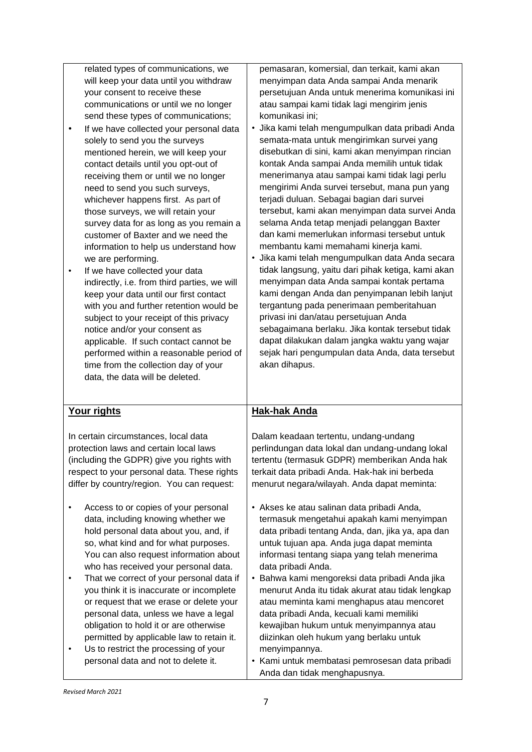| related types of communications, we will keep your data until you withdraw your consent to receive these communications or until we no longer send these types of communications;<br>• If we have collected your personal data solely to send you the surveys mentioned herein, we will keep your contact details until you opt-out of receiving them or until we no longer need to send you such surveys, whichever happens first. As part of those surveys, we will retain your survey data for as long as you remain a customer of Baxter and we need the information to help us understand how we are performing.<br>• If we have collected your data indirectly, i.e. from third parties, we will keep your data until our first contact with you and further retention would be subject to your receipt of this privacy notice and/or your consent as applicable. If such contact cannot be performed within a reasonable period of time from the collection day of your data, the data will be deleted. | pemasaran, komersial, dan terkait, kami akan menyimpan data Anda sampai Anda menarik persetujuan Anda untuk menerima komunikasi ini atau sampai kami tidak lagi mengirim jenis komunikasi ini;<br>• Jika kami telah mengumpulkan data pribadi Anda semata-mata untuk mengirimkan survei yang disebutkan di sini, kami akan menyimpan rincian kontak Anda sampai Anda memilih untuk tidak menerimanya atau sampai kami tidak lagi perlu mengirimi Anda survei tersebut, mana pun yang terjadi duluan. Sebagai bagian dari survei tersebut, kami akan menyimpan data survei Anda selama Anda tetap menjadi pelanggan Baxter dan kami memerlukan informasi tersebut untuk membantu kami memahami kinerja kami.<br>• Jika kami telah mengumpulkan data Anda secara tidak langsung, yaitu dari pihak ketiga, kami akan menyimpan data Anda sampai kontak pertama kami dengan Anda dan penyimpanan lebih lanjut tergantung pada penerimaan pemberitahuan privasi ini dan/atau persetujuan Anda sebagaimana berlaku. Jika kontak tersebut tidak dapat dilakukan dalam jangka waktu yang wajar sejak hari pengumpulan data Anda, data tersebut akan dihapus. |
|---|---|
| **Your rights**<br><br>In certain circumstances, local data protection laws and certain local laws (including the GDPR) give you rights with respect to your personal data. These rights differ by country/region. You can request:<br><br>• Access to or copies of your personal data, including knowing whether we hold personal data about you, and, if so, what kind and for what purposes. You can also request information about who has received your personal data.<br>• That we correct of your personal data if you think it is inaccurate or incomplete or request that we erase or delete your personal data, unless we have a legal obligation to hold it or are otherwise permitted by applicable law to retain it.<br>• Us to restrict the processing of your personal data and not to delete it. | **Hak-hak Anda**<br><br>Dalam keadaan tertentu, undang-undang perlindungan data lokal dan undang-undang lokal tertentu (termasuk GDPR) memberikan Anda hak terkait data pribadi Anda. Hak-hak ini berbeda menurut negara/wilayah. Anda dapat meminta:<br><br>• Akses ke atau salinan data pribadi Anda, termasuk mengetahui apakah kami menyimpan data pribadi tentang Anda, dan, jika ya, apa dan untuk tujuan apa. Anda juga dapat meminta informasi tentang siapa yang telah menerima data pribadi Anda.<br>• Bahwa kami mengoreksi data pribadi Anda jika menurut Anda itu tidak akurat atau tidak lengkap atau meminta kami menghapus atau mencoret data pribadi Anda, kecuali kami memiliki kewajiban hukum untuk menyimpannya atau diizinkan oleh hukum yang berlaku untuk menyimpannya.<br>• Kami untuk membatasi pemrosesan data pribadi Anda dan tidak menghapusnya. |

*Revised March 2021*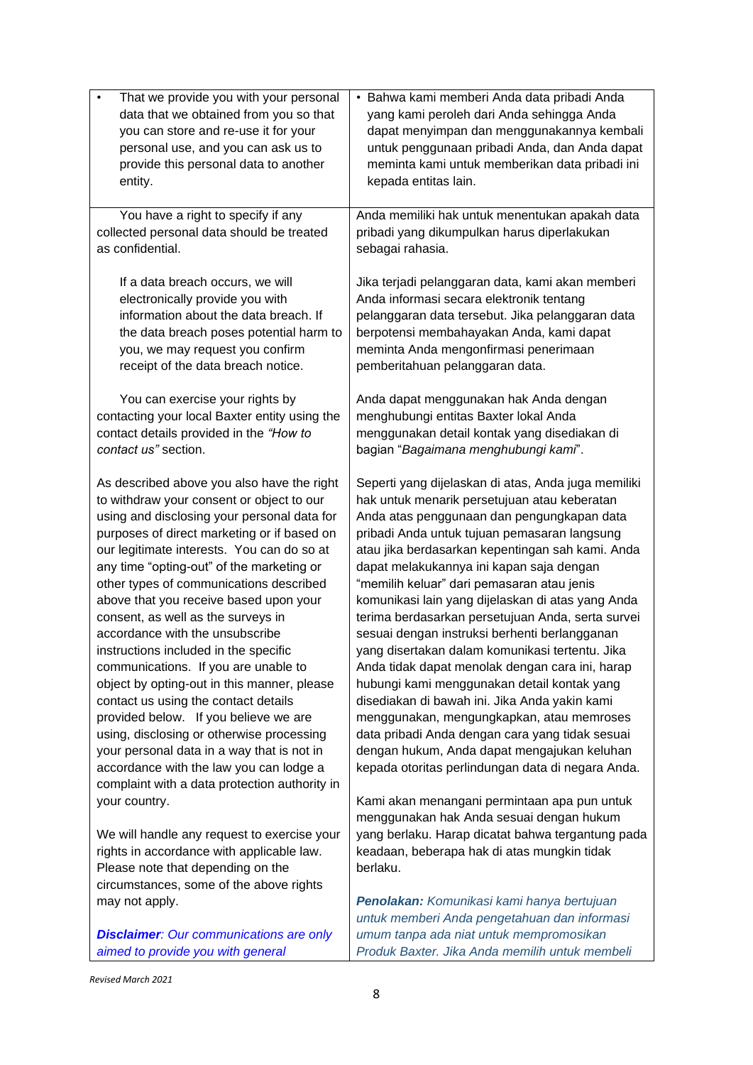| • That we provide you with your personal data that we obtained from you so that you can store and re-use it for your personal use, and you can ask us to provide this personal data to another entity. | • Bahwa kami memberi Anda data pribadi Anda yang kami peroleh dari Anda sehingga Anda dapat menyimpan dan menggunakannya kembali untuk penggunaan pribadi Anda, dan Anda dapat meminta kami untuk memberikan data pribadi ini kepada entitas lain. |
|---|---|
| You have a right to specify if any collected personal data should be treated as confidential.<br><br>If a data breach occurs, we will electronically provide you with information about the data breach. If the data breach poses potential harm to you, we may request you confirm receipt of the data breach notice.<br><br>You can exercise your rights by contacting your local Baxter entity using the contact details provided in the *"How to contact us"* section.<br><br>As described above you also have the right to withdraw your consent or object to our using and disclosing your personal data for purposes of direct marketing or if based on our legitimate interests. You can do so at any time "opting-out" of the marketing or other types of communications described above that you receive based upon your consent, as well as the surveys in accordance with the unsubscribe instructions included in the specific communications. If you are unable to object by opting-out in this manner, please contact us using the contact details provided below. If you believe we are using, disclosing or otherwise processing your personal data in a way that is not in accordance with the law you can lodge a complaint with a data protection authority in your country.<br><br>We will handle any request to exercise your rights in accordance with applicable law. Please note that depending on the circumstances, some of the above rights may not apply.<br><br>***Disclaimer**: Our communications are only aimed to provide you with general* | Anda memiliki hak untuk menentukan apakah data pribadi yang dikumpulkan harus diperlakukan sebagai rahasia.<br><br>Jika terjadi pelanggaran data, kami akan memberi Anda informasi secara elektronik tentang pelanggaran data tersebut. Jika pelanggaran data berpotensi membahayakan Anda, kami dapat meminta Anda mengonfirmasi penerimaan pemberitahuan pelanggaran data.<br><br>Anda dapat menggunakan hak Anda dengan menghubungi entitas Baxter lokal Anda menggunakan detail kontak yang disediakan di bagian "*Bagaimana menghubungi kami*".<br><br>Seperti yang dijelaskan di atas, Anda juga memiliki hak untuk menarik persetujuan atau keberatan Anda atas penggunaan dan pengungkapan data pribadi Anda untuk tujuan pemasaran langsung atau jika berdasarkan kepentingan sah kami. Anda dapat melakukannya ini kapan saja dengan "memilih keluar" dari pemasaran atau jenis komunikasi lain yang dijelaskan di atas yang Anda terima berdasarkan persetujuan Anda, serta survei sesuai dengan instruksi berhenti berlangganan yang disertakan dalam komunikasi tertentu. Jika Anda tidak dapat menolak dengan cara ini, harap hubungi kami menggunakan detail kontak yang disediakan di bawah ini. Jika Anda yakin kami menggunakan, mengungkapkan, atau memroses data pribadi Anda dengan cara yang tidak sesuai dengan hukum, Anda dapat mengajukan keluhan kepada otoritas perlindungan data di negara Anda.<br><br>Kami akan menangani permintaan apa pun untuk menggunakan hak Anda sesuai dengan hukum yang berlaku. Harap dicatat bahwa tergantung pada keadaan, beberapa hak di atas mungkin tidak berlaku.<br><br>***Penolakan:** Komunikasi kami hanya bertujuan untuk memberi Anda pengetahuan dan informasi umum tanpa ada niat untuk mempromosikan Produk Baxter. Jika Anda memilih untuk membeli* |

*Revised March 2021*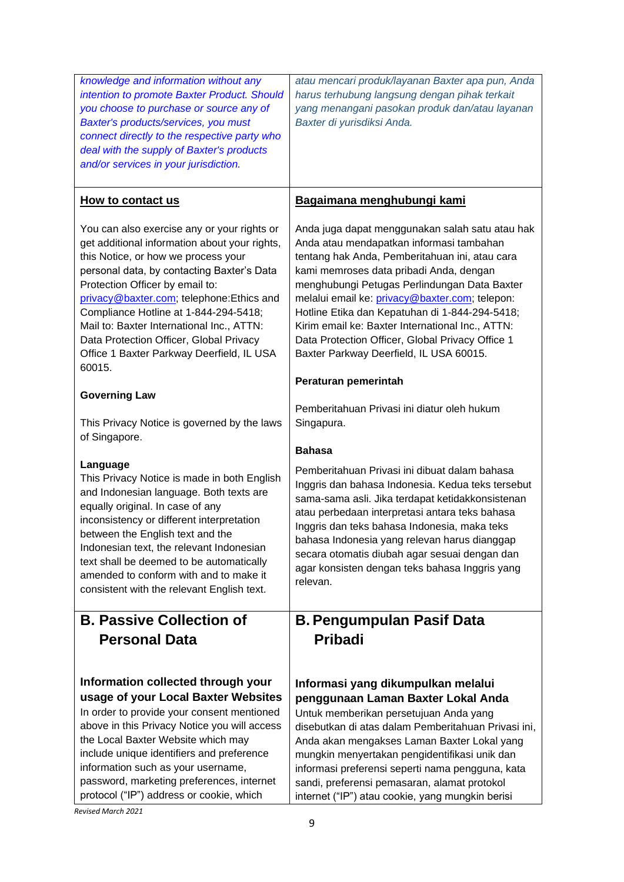| | |
|---|---|
| *knowledge and information without any intention to promote Baxter Product. Should you choose to purchase or source any of Baxter's products/services, you must connect directly to the respective party who deal with the supply of Baxter's products and/or services in your jurisdiction.* | *atau mencari produk/layanan Baxter apa pun, Anda harus terhubung langsung dengan pihak terkait yang menangani pasokan produk dan/atau layanan Baxter di yurisdiksi Anda.* |
| **How to contact us**<br><br>You can also exercise any or your rights or get additional information about your rights, this Notice, or how we process your personal data, by contacting Baxter's Data Protection Officer by email to: privacy@baxter.com; telephone:Ethics and Compliance Hotline at 1-844-294-5418; Mail to: Baxter International Inc., ATTN: Data Protection Officer, Global Privacy Office 1 Baxter Parkway Deerfield, IL USA 60015.<br><br>**Governing Law**<br><br>This Privacy Notice is governed by the laws of Singapore.<br><br>**Language**<br>This Privacy Notice is made in both English and Indonesian language. Both texts are equally original. In case of any inconsistency or different interpretation between the English text and the Indonesian text, the relevant Indonesian text shall be deemed to be automatically amended to conform with and to make it consistent with the relevant English text. | **Bagaimana menghubungi kami**<br><br>Anda juga dapat menggunakan salah satu atau hak Anda atau mendapatkan informasi tambahan tentang hak Anda, Pemberitahuan ini, atau cara kami memroses data pribadi Anda, dengan menghubungi Petugas Perlindungan Data Baxter melalui email ke: privacy@baxter.com; telepon: Hotline Etika dan Kepatuhan di 1-844-294-5418; Kirim email ke: Baxter International Inc., ATTN: Data Protection Officer, Global Privacy Office 1 Baxter Parkway Deerfield, IL USA 60015.<br><br>**Peraturan pemerintah**<br><br>Pemberitahuan Privasi ini diatur oleh hukum Singapura.<br><br>**Bahasa**<br><br>Pemberitahuan Privasi ini dibuat dalam bahasa Inggris dan bahasa Indonesia. Kedua teks tersebut sama-sama asli. Jika terdapat ketidakkonsistenan atau perbedaan interpretasi antara teks bahasa Inggris dan teks bahasa Indonesia, maka teks bahasa Indonesia yang relevan harus dianggap secara otomatis diubah agar sesuai dengan dan agar konsisten dengan teks bahasa Inggris yang relevan. |
| **B. Passive Collection of Personal Data**<br><br>**Information collected through your usage of your Local Baxter Websites**<br>In order to provide your consent mentioned above in this Privacy Notice you will access the Local Baxter Website which may include unique identifiers and preference information such as your username, password, marketing preferences, internet protocol ("IP") address or cookie, which | **B. Pengumpulan Pasif Data Pribadi**<br><br>**Informasi yang dikumpulkan melalui penggunaan Laman Baxter Lokal Anda**<br>Untuk memberikan persetujuan Anda yang disebutkan di atas dalam Pemberitahuan Privasi ini, Anda akan mengakses Laman Baxter Lokal yang mungkin menyertakan pengidentifikasi unik dan informasi preferensi seperti nama pengguna, kata sandi, preferensi pemasaran, alamat protokol internet ("IP") atau cookie, yang mungkin berisi |

*Revised March 2021*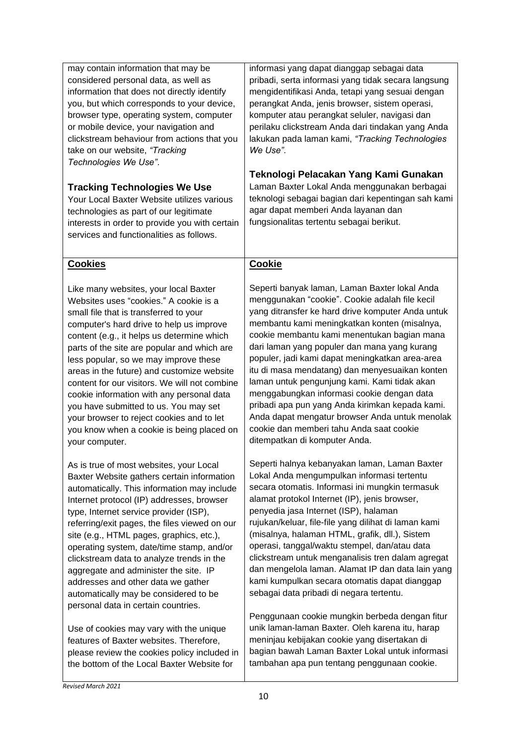| | |
|---|---|
| may contain information that may be considered personal data, as well as information that does not directly identify you, but which corresponds to your device, browser type, operating system, computer or mobile device, your navigation and clickstream behaviour from actions that you take on our website, *"Tracking Technologies We Use"*.<br><br>**Tracking Technologies We Use**<br>Your Local Baxter Website utilizes various technologies as part of our legitimate interests in order to provide you with certain services and functionalities as follows. | informasi yang dapat dianggap sebagai data pribadi, serta informasi yang tidak secara langsung mengidentifikasi Anda, tetapi yang sesuai dengan perangkat Anda, jenis browser, sistem operasi, komputer atau perangkat seluler, navigasi dan perilaku clickstream Anda dari tindakan yang Anda lakukan pada laman kami, *"Tracking Technologies We Use"*.<br><br>**Teknologi Pelacakan Yang Kami Gunakan**<br>Laman Baxter Lokal Anda menggunakan berbagai teknologi sebagai bagian dari kepentingan sah kami agar dapat memberi Anda layanan dan fungsionalitas tertentu sebagai berikut. |
| **<u>Cookies</u>**<br><br>Like many websites, your local Baxter Websites uses "cookies." A cookie is a small file that is transferred to your computer's hard drive to help us improve content (e.g., it helps us determine which parts of the site are popular and which are less popular, so we may improve these areas in the future) and customize website content for our visitors. We will not combine cookie information with any personal data you have submitted to us. You may set your browser to reject cookies and to let you know when a cookie is being placed on your computer.<br><br>As is true of most websites, your Local Baxter Website gathers certain information automatically. This information may include Internet protocol (IP) addresses, browser type, Internet service provider (ISP), referring/exit pages, the files viewed on our site (e.g., HTML pages, graphics, etc.), operating system, date/time stamp, and/or clickstream data to analyze trends in the aggregate and administer the site. IP addresses and other data we gather automatically may be considered to be personal data in certain countries.<br><br>Use of cookies may vary with the unique features of Baxter websites. Therefore, please review the cookies policy included in the bottom of the Local Baxter Website for | **<u>Cookie</u>**<br><br>Seperti banyak laman, Laman Baxter lokal Anda menggunakan "cookie". Cookie adalah file kecil yang ditransfer ke hard drive komputer Anda untuk membantu kami meningkatkan konten (misalnya, cookie membantu kami menentukan bagian mana dari laman yang populer dan mana yang kurang populer, jadi kami dapat meningkatkan area-area itu di masa mendatang) dan menyesuaikan konten laman untuk pengunjung kami. Kami tidak akan menggabungkan informasi cookie dengan data pribadi apa pun yang Anda kirimkan kepada kami. Anda dapat mengatur browser Anda untuk menolak cookie dan memberi tahu Anda saat cookie ditempatkan di komputer Anda.<br><br>Seperti halnya kebanyakan laman, Laman Baxter Lokal Anda mengumpulkan informasi tertentu secara otomatis. Informasi ini mungkin termasuk alamat protokol Internet (IP), jenis browser, penyedia jasa Internet (ISP), halaman rujukan/keluar, file-file yang dilihat di laman kami (misalnya, halaman HTML, grafik, dll.), Sistem operasi, tanggal/waktu stempel, dan/atau data clickstream untuk menganalisis tren dalam agregat dan mengelola laman. Alamat IP dan data lain yang kami kumpulkan secara otomatis dapat dianggap sebagai data pribadi di negara tertentu.<br><br>Penggunaan cookie mungkin berbeda dengan fitur unik laman-laman Baxter. Oleh karena itu, harap meninjau kebijakan cookie yang disertakan di bagian bawah Laman Baxter Lokal untuk informasi tambahan apa pun tentang penggunaan cookie. |

*Revised March 2021*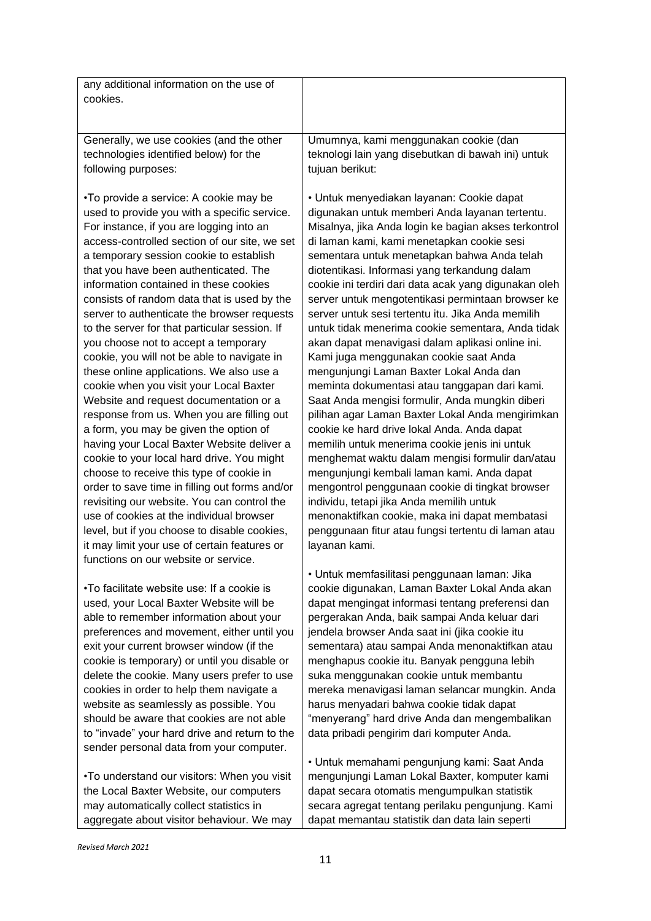| | |
|---|---|
| any additional information on the use of cookies. | |
| Generally, we use cookies (and the other technologies identified below) for the following purposes:<br><br>•To provide a service: A cookie may be used to provide you with a specific service. For instance, if you are logging into an access-controlled section of our site, we set a temporary session cookie to establish that you have been authenticated. The information contained in these cookies consists of random data that is used by the server to authenticate the browser requests to the server for that particular session. If you choose not to accept a temporary cookie, you will not be able to navigate in these online applications. We also use a cookie when you visit your Local Baxter Website and request documentation or a response from us. When you are filling out a form, you may be given the option of having your Local Baxter Website deliver a cookie to your local hard drive. You might choose to receive this type of cookie in order to save time in filling out forms and/or revisiting our website. You can control the use of cookies at the individual browser level, but if you choose to disable cookies, it may limit your use of certain features or functions on our website or service.<br><br>•To facilitate website use: If a cookie is used, your Local Baxter Website will be able to remember information about your preferences and movement, either until you exit your current browser window (if the cookie is temporary) or until you disable or delete the cookie. Many users prefer to use cookies in order to help them navigate a website as seamlessly as possible. You should be aware that cookies are not able to "invade" your hard drive and return to the sender personal data from your computer.<br><br>•To understand our visitors: When you visit the Local Baxter Website, our computers may automatically collect statistics in aggregate about visitor behaviour. We may | Umumnya, kami menggunakan cookie (dan teknologi lain yang disebutkan di bawah ini) untuk tujuan berikut:<br><br>• Untuk menyediakan layanan: Cookie dapat digunakan untuk memberi Anda layanan tertentu. Misalnya, jika Anda login ke bagian akses terkontrol di laman kami, kami menetapkan cookie sesi sementara untuk menetapkan bahwa Anda telah diotentikasi. Informasi yang terkandung dalam cookie ini terdiri dari data acak yang digunakan oleh server untuk mengotentikasi permintaan browser ke server untuk sesi tertentu itu. Jika Anda memilih untuk tidak menerima cookie sementara, Anda tidak akan dapat menavigasi dalam aplikasi online ini. Kami juga menggunakan cookie saat Anda mengunjungi Laman Baxter Lokal Anda dan meminta dokumentasi atau tanggapan dari kami. Saat Anda mengisi formulir, Anda mungkin diberi pilihan agar Laman Baxter Lokal Anda mengirimkan cookie ke hard drive lokal Anda. Anda dapat memilih untuk menerima cookie jenis ini untuk menghemat waktu dalam mengisi formulir dan/atau mengunjungi kembali laman kami. Anda dapat mengontrol penggunaan cookie di tingkat browser individu, tetapi jika Anda memilih untuk menonaktifkan cookie, maka ini dapat membatasi penggunaan fitur atau fungsi tertentu di laman atau layanan kami.<br><br>• Untuk memfasilitasi penggunaan laman: Jika cookie digunakan, Laman Baxter Lokal Anda akan dapat mengingat informasi tentang preferensi dan pergerakan Anda, baik sampai Anda keluar dari jendela browser Anda saat ini (jika cookie itu sementara) atau sampai Anda menonaktifkan atau menghapus cookie itu. Banyak pengguna lebih suka menggunakan cookie untuk membantu mereka menavigasi laman selancar mungkin. Anda harus menyadari bahwa cookie tidak dapat "menyerang" hard drive Anda dan mengembalikan data pribadi pengirim dari komputer Anda.<br><br>• Untuk memahami pengunjung kami: Saat Anda mengunjungi Laman Lokal Baxter, komputer kami dapat secara otomatis mengumpulkan statistik secara agregat tentang perilaku pengunjung. Kami dapat memantau statistik dan data lain seperti |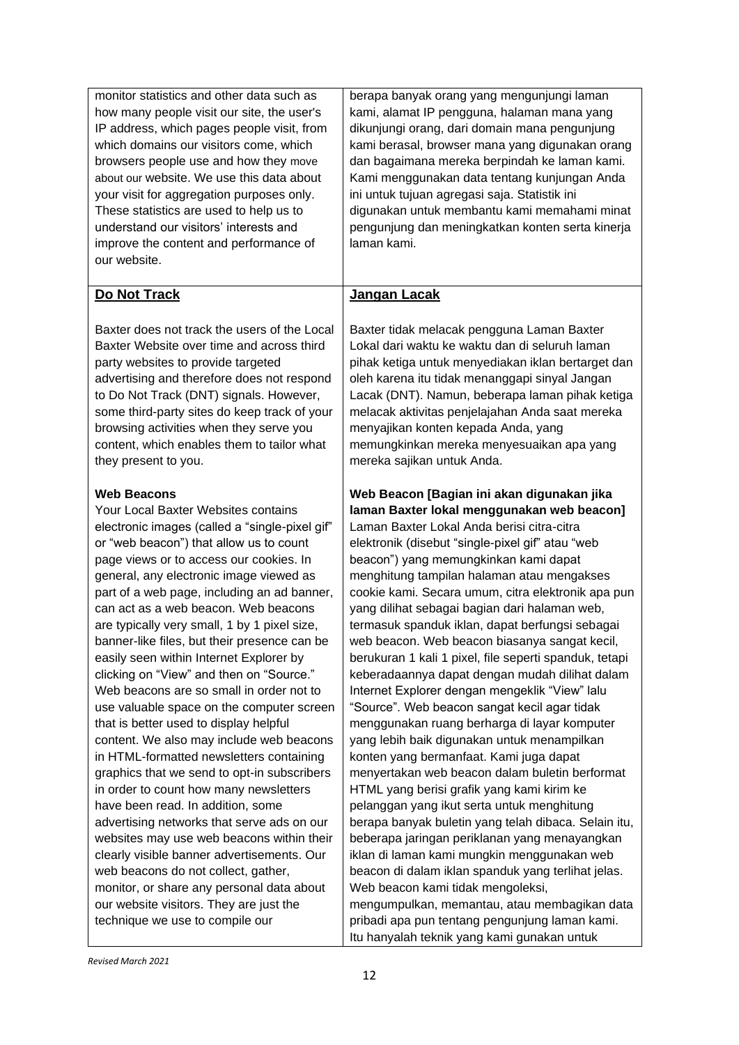| | |
|---|---|
| monitor statistics and other data such as how many people visit our site, the user's IP address, which pages people visit, from which domains our visitors come, which browsers people use and how they move about our website. We use this data about your visit for aggregation purposes only. These statistics are used to help us to understand our visitors' interests and improve the content and performance of our website. | berapa banyak orang yang mengunjungi laman kami, alamat IP pengguna, halaman mana yang dikunjungi orang, dari domain mana pengunjung kami berasal, browser mana yang digunakan orang dan bagaimana mereka berpindah ke laman kami. Kami menggunakan data tentang kunjungan Anda ini untuk tujuan agregasi saja. Statistik ini digunakan untuk membantu kami memahami minat pengunjung dan meningkatkan konten serta kinerja laman kami. |
| **Do Not Track**<br><br>Baxter does not track the users of the Local Baxter Website over time and across third party websites to provide targeted advertising and therefore does not respond to Do Not Track (DNT) signals. However, some third-party sites do keep track of your browsing activities when they serve you content, which enables them to tailor what they present to you.<br><br>**Web Beacons**<br>Your Local Baxter Websites contains electronic images (called a "single-pixel gif" or "web beacon") that allow us to count page views or to access our cookies. In general, any electronic image viewed as part of a web page, including an ad banner, can act as a web beacon. Web beacons are typically very small, 1 by 1 pixel size, banner-like files, but their presence can be easily seen within Internet Explorer by clicking on "View" and then on "Source." Web beacons are so small in order not to use valuable space on the computer screen that is better used to display helpful content. We also may include web beacons in HTML-formatted newsletters containing graphics that we send to opt-in subscribers in order to count how many newsletters have been read. In addition, some advertising networks that serve ads on our websites may use web beacons within their clearly visible banner advertisements. Our web beacons do not collect, gather, monitor, or share any personal data about our website visitors. They are just the technique we use to compile our | **Jangan Lacak**<br><br>Baxter tidak melacak pengguna Laman Baxter Lokal dari waktu ke waktu dan di seluruh laman pihak ketiga untuk menyediakan iklan bertarget dan oleh karena itu tidak menanggapi sinyal Jangan Lacak (DNT). Namun, beberapa laman pihak ketiga melacak aktivitas penjelajahan Anda saat mereka menyajikan konten kepada Anda, yang memungkinkan mereka menyesuaikan apa yang mereka sajikan untuk Anda.<br><br>**Web Beacon [Bagian ini akan digunakan jika laman Baxter lokal menggunakan web beacon]**<br>Laman Baxter Lokal Anda berisi citra-citra elektronik (disebut "single-pixel gif" atau "web beacon") yang memungkinkan kami dapat menghitung tampilan halaman atau mengakses cookie kami. Secara umum, citra elektronik apa pun yang dilihat sebagai bagian dari halaman web, termasuk spanduk iklan, dapat berfungsi sebagai web beacon. Web beacon biasanya sangat kecil, berukuran 1 kali 1 pixel, file seperti spanduk, tetapi keberadaannya dapat dengan mudah dilihat dalam Internet Explorer dengan mengeklik "View" lalu "Source". Web beacon sangat kecil agar tidak menggunakan ruang berharga di layar komputer yang lebih baik digunakan untuk menampilkan konten yang bermanfaat. Kami juga dapat menyertakan web beacon dalam buletin berformat HTML yang berisi grafik yang kami kirim ke pelanggan yang ikut serta untuk menghitung berapa banyak buletin yang telah dibaca. Selain itu, beberapa jaringan periklanan yang menayangkan iklan di laman kami mungkin menggunakan web beacon di dalam iklan spanduk yang terlihat jelas. Web beacon kami tidak mengoleksi, mengumpulkan, memantau, atau membagikan data pribadi apa pun tentang pengunjung laman kami. Itu hanyalah teknik yang kami gunakan untuk |

*Revised March 2021*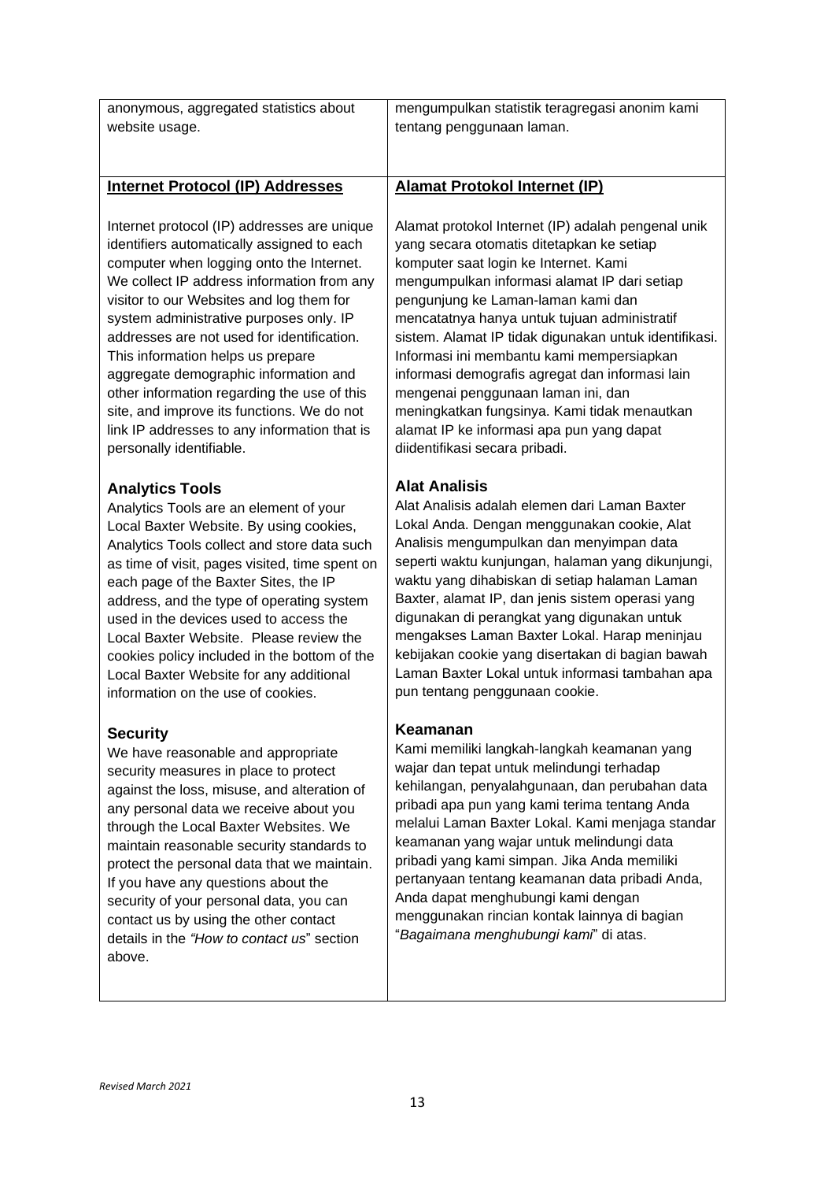| | |
|---|---|
| anonymous, aggregated statistics about website usage. | mengumpulkan statistik teragregasi anonim kami tentang penggunaan laman. |
| **<u>Internet Protocol (IP) Addresses</u>**<br><br>Internet protocol (IP) addresses are unique identifiers automatically assigned to each computer when logging onto the Internet. We collect IP address information from any visitor to our Websites and log them for system administrative purposes only. IP addresses are not used for identification. This information helps us prepare aggregate demographic information and other information regarding the use of this site, and improve its functions. We do not link IP addresses to any information that is personally identifiable.<br><br>**Analytics Tools**<br>Analytics Tools are an element of your Local Baxter Website. By using cookies, Analytics Tools collect and store data such as time of visit, pages visited, time spent on each page of the Baxter Sites, the IP address, and the type of operating system used in the devices used to access the Local Baxter Website. Please review the cookies policy included in the bottom of the Local Baxter Website for any additional information on the use of cookies.<br><br>**Security**<br>We have reasonable and appropriate security measures in place to protect against the loss, misuse, and alteration of any personal data we receive about you through the Local Baxter Websites. We maintain reasonable security standards to protect the personal data that we maintain. If you have any questions about the security of your personal data, you can contact us by using the other contact details in the *"How to contact us*" section above. | **<u>Alamat Protokol Internet (IP)</u>**<br><br>Alamat protokol Internet (IP) adalah pengenal unik yang secara otomatis ditetapkan ke setiap komputer saat login ke Internet. Kami mengumpulkan informasi alamat IP dari setiap pengunjung ke Laman-laman kami dan mencatatnya hanya untuk tujuan administratif sistem. Alamat IP tidak digunakan untuk identifikasi. Informasi ini membantu kami mempersiapkan informasi demografis agregat dan informasi lain mengenai penggunaan laman ini, dan meningkatkan fungsinya. Kami tidak menautkan alamat IP ke informasi apa pun yang dapat diidentifikasi secara pribadi.<br><br>**Alat Analisis**<br>Alat Analisis adalah elemen dari Laman Baxter Lokal Anda. Dengan menggunakan cookie, Alat Analisis mengumpulkan dan menyimpan data seperti waktu kunjungan, halaman yang dikunjungi, waktu yang dihabiskan di setiap halaman Laman Baxter, alamat IP, dan jenis sistem operasi yang digunakan di perangkat yang digunakan untuk mengakses Laman Baxter Lokal. Harap meninjau kebijakan cookie yang disertakan di bagian bawah Laman Baxter Lokal untuk informasi tambahan apa pun tentang penggunaan cookie.<br><br>**Keamanan**<br>Kami memiliki langkah-langkah keamanan yang wajar dan tepat untuk melindungi terhadap kehilangan, penyalahgunaan, dan perubahan data pribadi apa pun yang kami terima tentang Anda melalui Laman Baxter Lokal. Kami menjaga standar keamanan yang wajar untuk melindungi data pribadi yang kami simpan. Jika Anda memiliki pertanyaan tentang keamanan data pribadi Anda, Anda dapat menghubungi kami dengan menggunakan rincian kontak lainnya di bagian "*Bagaimana menghubungi kami*" di atas. |

*Revised March 2021*